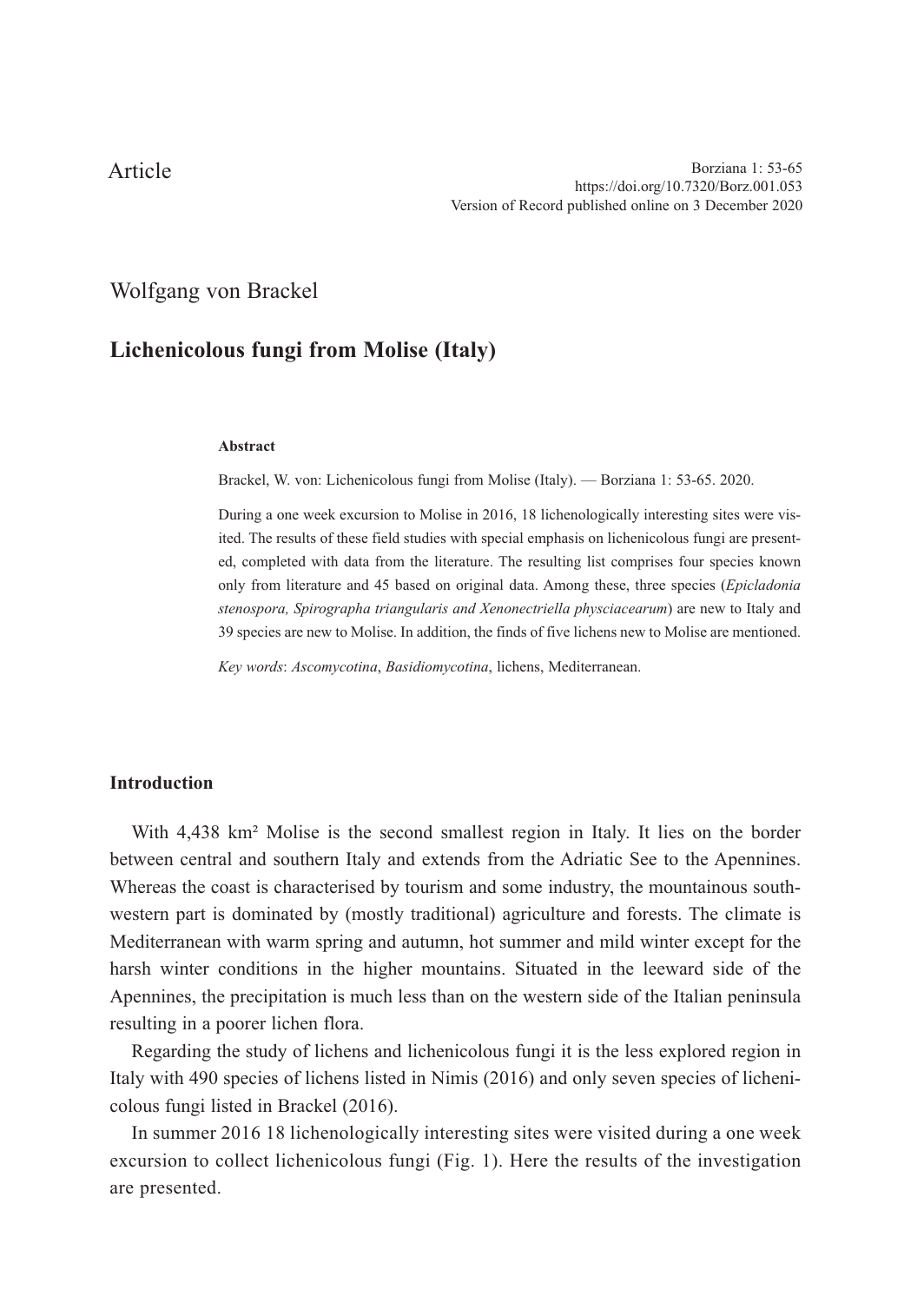Article

Borziana 1: 53-65
https://doi.org/10.7320/Borz.001.053
Version of Record published online on 3 December 2020

Wolfgang von Brackel

# Lichenicolous fungi from Molise (Italy)

**Abstract**

Brackel, W. von: Lichenicolous fungi from Molise (Italy). — Borziana 1: 53-65. 2020.

During a one week excursion to Molise in 2016, 18 lichenologically interesting sites were visited. The results of these field studies with special emphasis on lichenicolous fungi are presented, completed with data from the literature. The resulting list comprises four species known only from literature and 45 based on original data. Among these, three species (*Epicladonia stenospora, Spirographa triangularis and Xenonectriella physciacearum*) are new to Italy and 39 species are new to Molise. In addition, the finds of five lichens new to Molise are mentioned.

*Key words*: *Ascomycotina*, *Basidiomycotina*, lichens, Mediterranean.

## Introduction

With 4,438 km² Molise is the second smallest region in Italy. It lies on the border between central and southern Italy and extends from the Adriatic See to the Apennines. Whereas the coast is characterised by tourism and some industry, the mountainous south-western part is dominated by (mostly traditional) agriculture and forests. The climate is Mediterranean with warm spring and autumn, hot summer and mild winter except for the harsh winter conditions in the higher mountains. Situated in the leeward side of the Apennines, the precipitation is much less than on the western side of the Italian peninsula resulting in a poorer lichen flora.

Regarding the study of lichens and lichenicolous fungi it is the less explored region in Italy with 490 species of lichens listed in Nimis (2016) and only seven species of lichenicolous fungi listed in Brackel (2016).

In summer 2016 18 lichenologically interesting sites were visited during a one week excursion to collect lichenicolous fungi (Fig. 1). Here the results of the investigation are presented.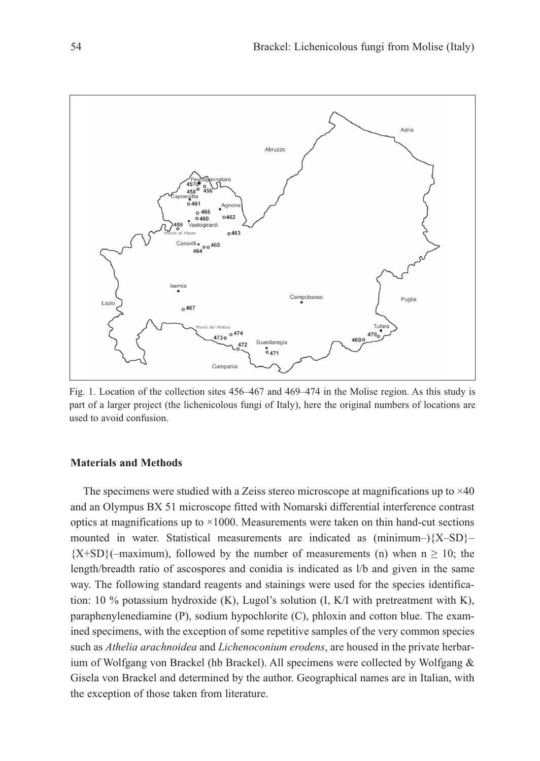Fig. 1. Location of the collection sites 456–467 and 469–474 in the Molise region. As this study is part of a larger project (the lichenicolous fungi of Italy), here the original numbers of locations are used to avoid confusion.

## Materials and Methods

The specimens were studied with a Zeiss stereo microscope at magnifications up to ×40 and an Olympus BX 51 microscope fitted with Nomarski differential interference contrast optics at magnifications up to ×1000. Measurements were taken on thin hand-cut sections mounted in water. Statistical measurements are indicated as (minimum–){X–SD}–{X+SD}(–maximum), followed by the number of measurements (n) when $n \geq 10$; the length/breadth ratio of ascospores and conidia is indicated as l/b and given in the same way. The following standard reagents and stainings were used for the species identification: 10 % potassium hydroxide (K), Lugol's solution (I, K/I with pretreatment with K), paraphenylenediamine (P), sodium hypochlorite (C), phloxin and cotton blue. The examined specimens, with the exception of some repetitive samples of the very common species such as *Athelia arachnoidea* and *Lichenoconium erodens*, are housed in the private herbarium of Wolfgang von Brackel (hb Brackel). All specimens were collected by Wolfgang & Gisela von Brackel and determined by the author. Geographical names are in Italian, with the exception of those taken from literature.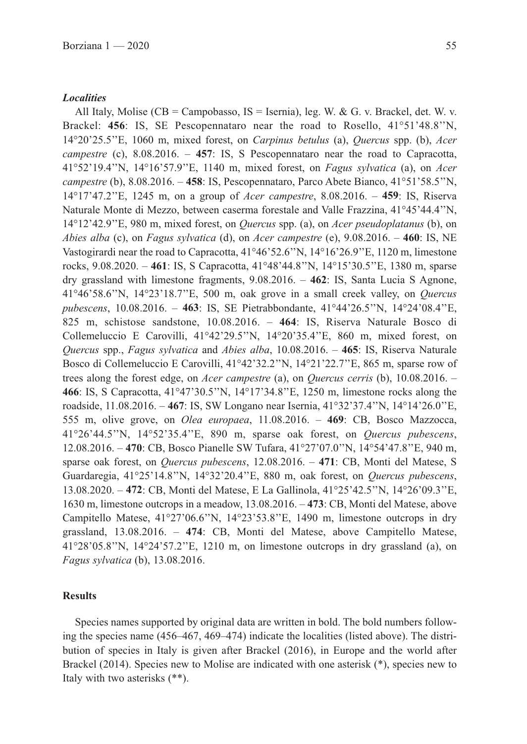### *Localities*

All Italy, Molise (CB = Campobasso, IS = Isernia), leg. W. & G. v. Brackel, det. W. v. Brackel: **456**: IS, SE Pescopennataro near the road to Rosello, 41°51'48.8''N, 14°20'25.5''E, 1060 m, mixed forest, on *Carpinus betulus* (a), *Quercus* spp. (b), *Acer campestre* (c), 8.08.2016. – **457**: IS, S Pescopennataro near the road to Capracotta, 41°52'19.4''N, 14°16'57.9''E, 1140 m, mixed forest, on *Fagus sylvatica* (a), on *Acer campestre* (b), 8.08.2016. – **458**: IS, Pescopennataro, Parco Abete Bianco, 41°51'58.5''N, 14°17'47.2''E, 1245 m, on a group of *Acer campestre*, 8.08.2016. – **459**: IS, Riserva Naturale Monte di Mezzo, between caserma forestale and Valle Frazzina, 41°45'44.4''N, 14°12'42.9''E, 980 m, mixed forest, on *Quercus* spp. (a), on *Acer pseudoplatanus* (b), on *Abies alba* (c), on *Fagus sylvatica* (d), on *Acer campestre* (e), 9.08.2016. – **460**: IS, NE Vastogirardi near the road to Capracotta, 41°46'52.6''N, 14°16'26.9''E, 1120 m, limestone rocks, 9.08.2020. – **461**: IS, S Capracotta, 41°48'44.8''N, 14°15'30.5''E, 1380 m, sparse dry grassland with limestone fragments, 9.08.2016. – **462**: IS, Santa Lucia S Agnone, 41°46'58.6''N, 14°23'18.7''E, 500 m, oak grove in a small creek valley, on *Quercus pubescens*, 10.08.2016. – **463**: IS, SE Pietrabbondante, 41°44'26.5''N, 14°24'08.4''E, 825 m, schistose sandstone, 10.08.2016. – **464**: IS, Riserva Naturale Bosco di Collemeluccio E Carovilli, 41°42'29.5''N, 14°20'35.4''E, 860 m, mixed forest, on *Quercus* spp., *Fagus sylvatica* and *Abies alba*, 10.08.2016. – **465**: IS, Riserva Naturale Bosco di Collemeluccio E Carovilli, 41°42'32.2''N, 14°21'22.7''E, 865 m, sparse row of trees along the forest edge, on *Acer campestre* (a), on *Quercus cerris* (b), 10.08.2016. – **466**: IS, S Capracotta, 41°47'30.5''N, 14°17'34.8''E, 1250 m, limestone rocks along the roadside, 11.08.2016. – **467**: IS, SW Longano near Isernia, 41°32'37.4''N, 14°14'26.0''E, 555 m, olive grove, on *Olea europaea*, 11.08.2016. – **469**: CB, Bosco Mazzocca, 41°26'44.5''N, 14°52'35.4''E, 890 m, sparse oak forest, on *Quercus pubescens*, 12.08.2016. – **470**: CB, Bosco Pianelle SW Tufara, 41°27'07.0''N, 14°54'47.8''E, 940 m, sparse oak forest, on *Quercus pubescens*, 12.08.2016. – **471**: CB, Monti del Matese, S Guardaregia, 41°25'14.8''N, 14°32'20.4''E, 880 m, oak forest, on *Quercus pubescens*, 13.08.2020. – **472**: CB, Monti del Matese, E La Gallinola, 41°25'42.5''N, 14°26'09.3''E, 1630 m, limestone outcrops in a meadow, 13.08.2016. – **473**: CB, Monti del Matese, above Campitello Matese, 41°27'06.6''N, 14°23'53.8''E, 1490 m, limestone outcrops in dry grassland, 13.08.2016. – **474**: CB, Monti del Matese, above Campitello Matese, 41°28'05.8''N, 14°24'57.2''E, 1210 m, on limestone outcrops in dry grassland (a), on *Fagus sylvatica* (b), 13.08.2016.

## Results

Species names supported by original data are written in bold. The bold numbers following the species name (456–467, 469–474) indicate the localities (listed above). The distribution of species in Italy is given after Brackel (2016), in Europe and the world after Brackel (2014). Species new to Molise are indicated with one asterisk (*), species new to Italy with two asterisks (**).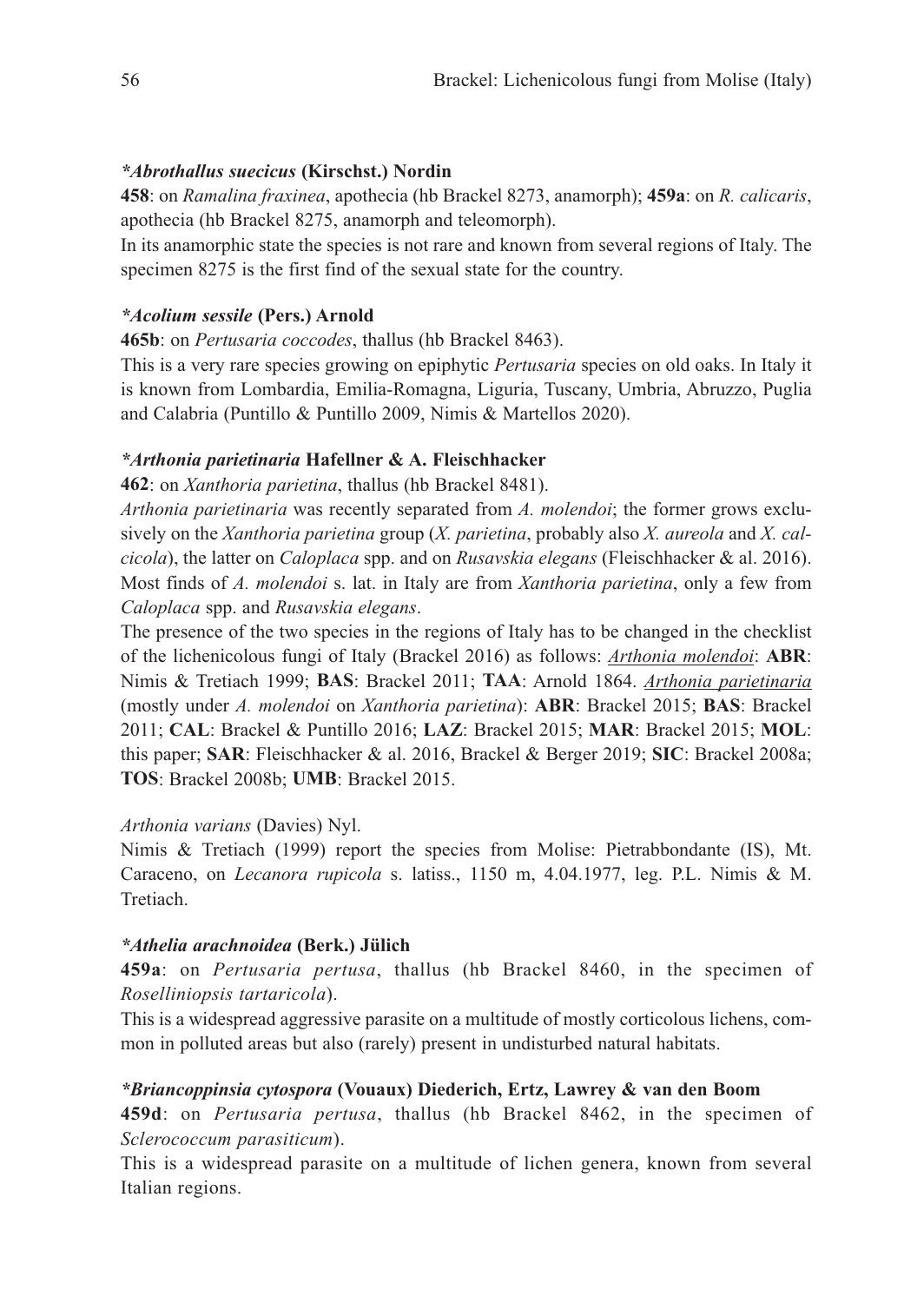***Abrothallus suecicus* (Kirschst.) Nordin**

**458**: on *Ramalina fraxinea*, apothecia (hb Brackel 8273, anamorph); **459a**: on *R. calicaris*, apothecia (hb Brackel 8275, anamorph and teleomorph).

In its anamorphic state the species is not rare and known from several regions of Italy. The specimen 8275 is the first find of the sexual state for the country.

***Acolium sessile* (Pers.) Arnold**

**465b**: on *Pertusaria coccodes*, thallus (hb Brackel 8463).

This is a very rare species growing on epiphytic *Pertusaria* species on old oaks. In Italy it is known from Lombardia, Emilia-Romagna, Liguria, Tuscany, Umbria, Abruzzo, Puglia and Calabria (Puntillo & Puntillo 2009, Nimis & Martellos 2020).

***Arthonia parietinaria* Hafellner & A. Fleischhacker**

**462**: on *Xanthoria parietina*, thallus (hb Brackel 8481).

*Arthonia parietinaria* was recently separated from *A. molendoi*; the former grows exclusively on the *Xanthoria parietina* group (*X. parietina*, probably also *X. aureola* and *X. calcicola*), the latter on *Caloplaca* spp. and on *Rusavskia elegans* (Fleischhacker & al. 2016). Most finds of *A. molendoi* s. lat. in Italy are from *Xanthoria parietina*, only a few from *Caloplaca* spp. and *Rusavskia elegans*.

The presence of the two species in the regions of Italy has to be changed in the checklist of the lichenicolous fungi of Italy (Brackel 2016) as follows: <u>*Arthonia molendoi*</u>: **ABR**: Nimis & Tretiach 1999; **BAS**: Brackel 2011; **TAA**: Arnold 1864. <u>*Arthonia parietinaria*</u> (mostly under *A. molendoi* on *Xanthoria parietina*): **ABR**: Brackel 2015; **BAS**: Brackel 2011; **CAL**: Brackel & Puntillo 2016; **LAZ**: Brackel 2015; **MAR**: Brackel 2015; **MOL**: this paper; **SAR**: Fleischhacker & al. 2016, Brackel & Berger 2019; **SIC**: Brackel 2008a; **TOS**: Brackel 2008b; **UMB**: Brackel 2015.

*Arthonia varians* (Davies) Nyl.

Nimis & Tretiach (1999) report the species from Molise: Pietrabbondante (IS), Mt. Caraceno, on *Lecanora rupicola* s. latiss., 1150 m, 4.04.1977, leg. P.L. Nimis & M. Tretiach.

***Athelia arachnoidea* (Berk.) Jülich**

**459a**: on *Pertusaria pertusa*, thallus (hb Brackel 8460, in the specimen of *Roselliniopsis tartaricola*).

This is a widespread aggressive parasite on a multitude of mostly corticolous lichens, common in polluted areas but also (rarely) present in undisturbed natural habitats.

***Briancoppinsia cytospora* (Vouaux) Diederich, Ertz, Lawrey & van den Boom**

**459d**: on *Pertusaria pertusa*, thallus (hb Brackel 8462, in the specimen of *Sclerococcum parasiticum*).

This is a widespread parasite on a multitude of lichen genera, known from several Italian regions.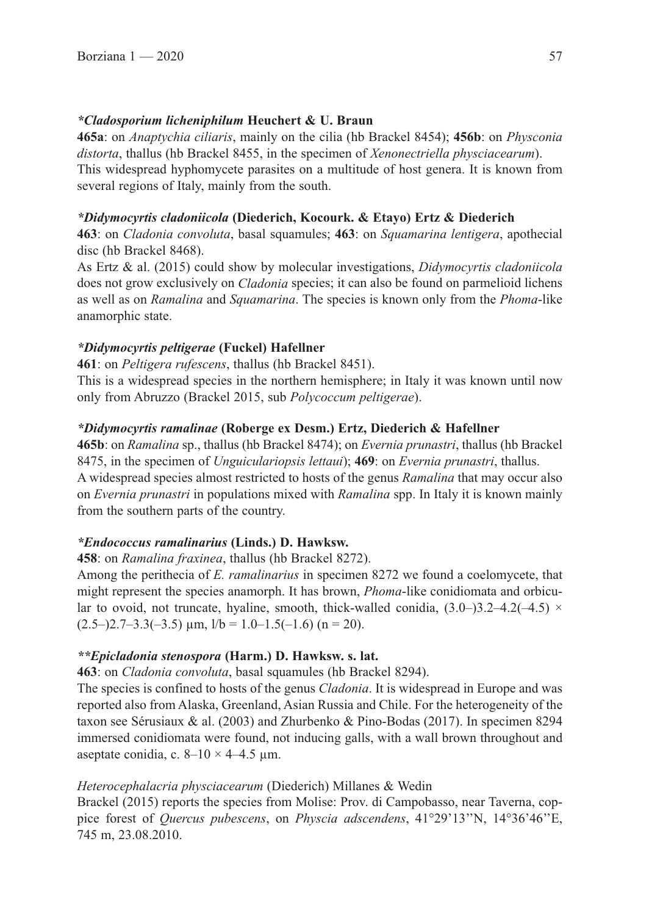***Cladosporium licheniphilum* Heuchert & U. Braun**

**465a**: on *Anaptychia ciliaris*, mainly on the cilia (hb Brackel 8454); **456b**: on *Physconia distorta*, thallus (hb Brackel 8455, in the specimen of *Xenonectriella physciacearum*).
This widespread hyphomycete parasites on a multitude of host genera. It is known from several regions of Italy, mainly from the south.

***Didymocyrtis cladoniicola* (Diederich, Kocourk. & Etayo) Ertz & Diederich**

**463**: on *Cladonia convoluta*, basal squamules; **463**: on *Squamarina lentigera*, apothecial disc (hb Brackel 8468).
As Ertz & al. (2015) could show by molecular investigations, *Didymocyrtis cladoniicola* does not grow exclusively on *Cladonia* species; it can also be found on parmelioid lichens as well as on *Ramalina* and *Squamarina*. The species is known only from the *Phoma*-like anamorphic state.

***Didymocyrtis peltigerae* (Fuckel) Hafellner**

**461**: on *Peltigera rufescens*, thallus (hb Brackel 8451).
This is a widespread species in the northern hemisphere; in Italy it was known until now only from Abruzzo (Brackel 2015, sub *Polycoccum peltigerae*).

***Didymocyrtis ramalinae* (Roberge ex Desm.) Ertz, Diederich & Hafellner**

**465b**: on *Ramalina* sp., thallus (hb Brackel 8474); on *Evernia prunastri*, thallus (hb Brackel 8475, in the specimen of *Unguiculariopsis lettaui*); **469**: on *Evernia prunastri*, thallus.
A widespread species almost restricted to hosts of the genus *Ramalina* that may occur also on *Evernia prunastri* in populations mixed with *Ramalina* spp. In Italy it is known mainly from the southern parts of the country.

***Endococcus ramalinarius* (Linds.) D. Hawksw.**

**458**: on *Ramalina fraxinea*, thallus (hb Brackel 8272).
Among the perithecia of *E. ramalinarius* in specimen 8272 we found a coelomycete, that might represent the species anamorph. It has brown, *Phoma*-like conidiomata and orbicular to ovoid, not truncate, hyaline, smooth, thick-walled conidia, (3.0–)3.2–4.2(–4.5) × (2.5–)2.7–3.3(–3.5) µm, l/b = 1.0–1.5(–1.6) (n = 20).

***Epicladonia stenospora* (Harm.) D. Hawksw. s. lat.**

**463**: on *Cladonia convoluta*, basal squamules (hb Brackel 8294).
The species is confined to hosts of the genus *Cladonia*. It is widespread in Europe and was reported also from Alaska, Greenland, Asian Russia and Chile. For the heterogeneity of the taxon see Sérusiaux & al. (2003) and Zhurbenko & Pino-Bodas (2017). In specimen 8294 immersed conidiomata were found, not inducing galls, with a wall brown throughout and aseptate conidia, c. 8–10 × 4–4.5 µm.

*Heterocephalacria physciacearum* (Diederich) Millanes & Wedin

Brackel (2015) reports the species from Molise: Prov. di Campobasso, near Taverna, coppice forest of *Quercus pubescens*, on *Physcia adscendens*, 41°29'13''N, 14°36'46''E, 745 m, 23.08.2010.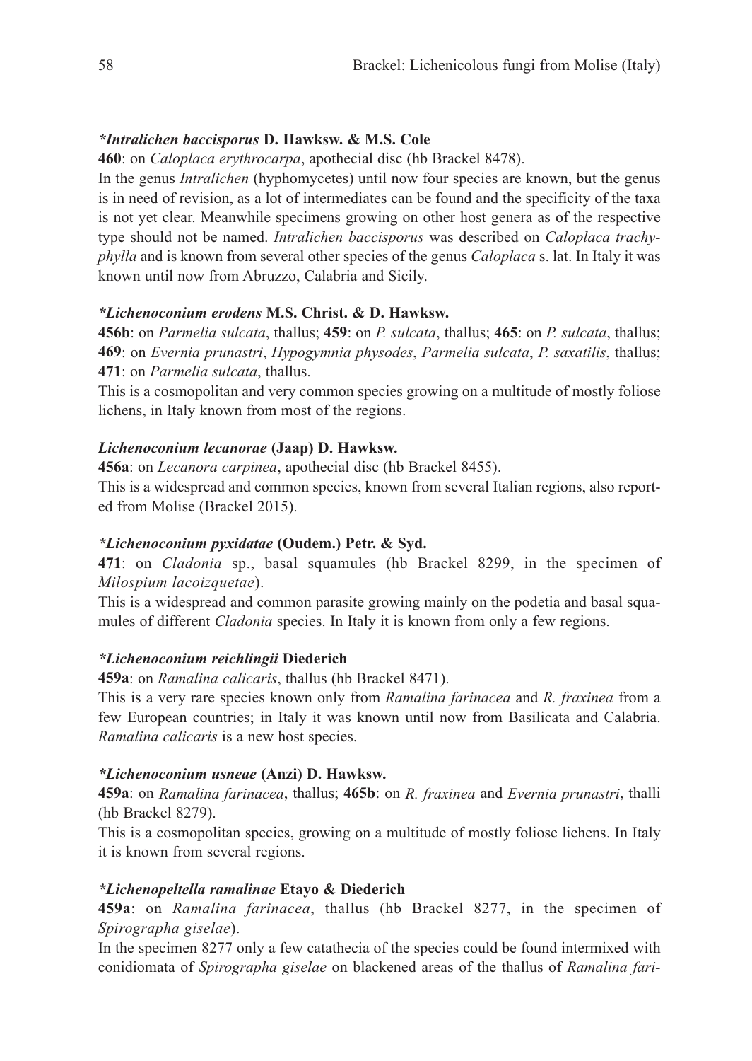***Intralichen baccisporus* D. Hawksw. & M.S. Cole**

**460**: on *Caloplaca erythrocarpa*, apothecial disc (hb Brackel 8478).

In the genus *Intralichen* (hyphomycetes) until now four species are known, but the genus is in need of revision, as a lot of intermediates can be found and the specificity of the taxa is not yet clear. Meanwhile specimens growing on other host genera as of the respective type should not be named. *Intralichen baccisporus* was described on *Caloplaca trachyphylla* and is known from several other species of the genus *Caloplaca* s. lat. In Italy it was known until now from Abruzzo, Calabria and Sicily.

***Lichenoconium erodens* M.S. Christ. & D. Hawksw.**

**456b**: on *Parmelia sulcata*, thallus; **459**: on *P. sulcata*, thallus; **465**: on *P. sulcata*, thallus; **469**: on *Evernia prunastri*, *Hypogymnia physodes*, *Parmelia sulcata*, *P. saxatilis*, thallus; **471**: on *Parmelia sulcata*, thallus.

This is a cosmopolitan and very common species growing on a multitude of mostly foliose lichens, in Italy known from most of the regions.

***Lichenoconium lecanorae* (Jaap) D. Hawksw.**

**456a**: on *Lecanora carpinea*, apothecial disc (hb Brackel 8455).

This is a widespread and common species, known from several Italian regions, also reported from Molise (Brackel 2015).

***Lichenoconium pyxidatae* (Oudem.) Petr. & Syd.**

**471**: on *Cladonia* sp., basal squamules (hb Brackel 8299, in the specimen of *Milospium lacoizquetae*).

This is a widespread and common parasite growing mainly on the podetia and basal squamules of different *Cladonia* species. In Italy it is known from only a few regions.

***Lichenoconium reichlingii* Diederich**

**459a**: on *Ramalina calicaris*, thallus (hb Brackel 8471).

This is a very rare species known only from *Ramalina farinacea* and *R. fraxinea* from a few European countries; in Italy it was known until now from Basilicata and Calabria. *Ramalina calicaris* is a new host species.

***Lichenoconium usneae* (Anzi) D. Hawksw.**

**459a**: on *Ramalina farinacea*, thallus; **465b**: on *R. fraxinea* and *Evernia prunastri*, thalli (hb Brackel 8279).

This is a cosmopolitan species, growing on a multitude of mostly foliose lichens. In Italy it is known from several regions.

***Lichenopeltella ramalinae* Etayo & Diederich**

**459a**: on *Ramalina farinacea*, thallus (hb Brackel 8277, in the specimen of *Spirographa giselae*).

In the specimen 8277 only a few catathecia of the species could be found intermixed with conidiomata of *Spirographa giselae* on blackened areas of the thallus of *Ramalina fari-*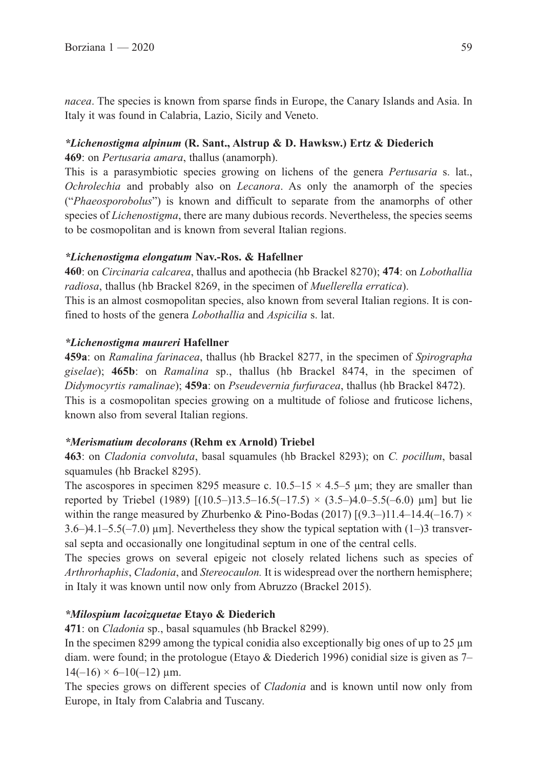*nacea*. The species is known from sparse finds in Europe, the Canary Islands and Asia. In Italy it was found in Calabria, Lazio, Sicily and Veneto.

***Lichenostigma alpinum* (R. Sant., Alstrup & D. Hawksw.) Ertz & Diederich**

**469**: on *Pertusaria amara*, thallus (anamorph).

This is a parasymbiotic species growing on lichens of the genera *Pertusaria* s. lat., *Ochrolechia* and probably also on *Lecanora*. As only the anamorph of the species ("*Phaeosporobolus*") is known and difficult to separate from the anamorphs of other species of *Lichenostigma*, there are many dubious records. Nevertheless, the species seems to be cosmopolitan and is known from several Italian regions.

***Lichenostigma elongatum* Nav.-Ros. & Hafellner**

**460**: on *Circinaria calcarea*, thallus and apothecia (hb Brackel 8270); **474**: on *Lobothallia radiosa*, thallus (hb Brackel 8269, in the specimen of *Muellerella erratica*).

This is an almost cosmopolitan species, also known from several Italian regions. It is confined to hosts of the genera *Lobothallia* and *Aspicilia* s. lat.

***Lichenostigma maureri* Hafellner**

**459a**: on *Ramalina farinacea*, thallus (hb Brackel 8277, in the specimen of *Spirographa giselae*); **465b**: on *Ramalina* sp., thallus (hb Brackel 8474, in the specimen of *Didymocyrtis ramalinae*); **459a**: on *Pseudevernia furfuracea*, thallus (hb Brackel 8472).

This is a cosmopolitan species growing on a multitude of foliose and fruticose lichens, known also from several Italian regions.

***Merismatium decolorans* (Rehm ex Arnold) Triebel**

**463**: on *Cladonia convoluta*, basal squamules (hb Brackel 8293); on *C. pocillum*, basal squamules (hb Brackel 8295).

The ascospores in specimen 8295 measure c. 10.5–15 × 4.5–5 µm; they are smaller than reported by Triebel (1989) [(10.5–)13.5–16.5(–17.5) × (3.5–)4.0–5.5(–6.0) µm] but lie within the range measured by Zhurbenko & Pino-Bodas (2017) [(9.3–)11.4–14.4(–16.7) × 3.6–)4.1–5.5(–7.0) µm]. Nevertheless they show the typical septation with (1–)3 transversal septa and occasionally one longitudinal septum in one of the central cells.

The species grows on several epigeic not closely related lichens such as species of *Arthrorhaphis*, *Cladonia*, and *Stereocaulon.* It is widespread over the northern hemisphere; in Italy it was known until now only from Abruzzo (Brackel 2015).

***Milospium lacoizquetae* Etayo & Diederich**

**471**: on *Cladonia* sp., basal squamules (hb Brackel 8299).

In the specimen 8299 among the typical conidia also exceptionally big ones of up to 25 µm diam. were found; in the protologue (Etayo & Diederich 1996) conidial size is given as 7–14(–16) × 6–10(–12) µm.

The species grows on different species of *Cladonia* and is known until now only from Europe, in Italy from Calabria and Tuscany.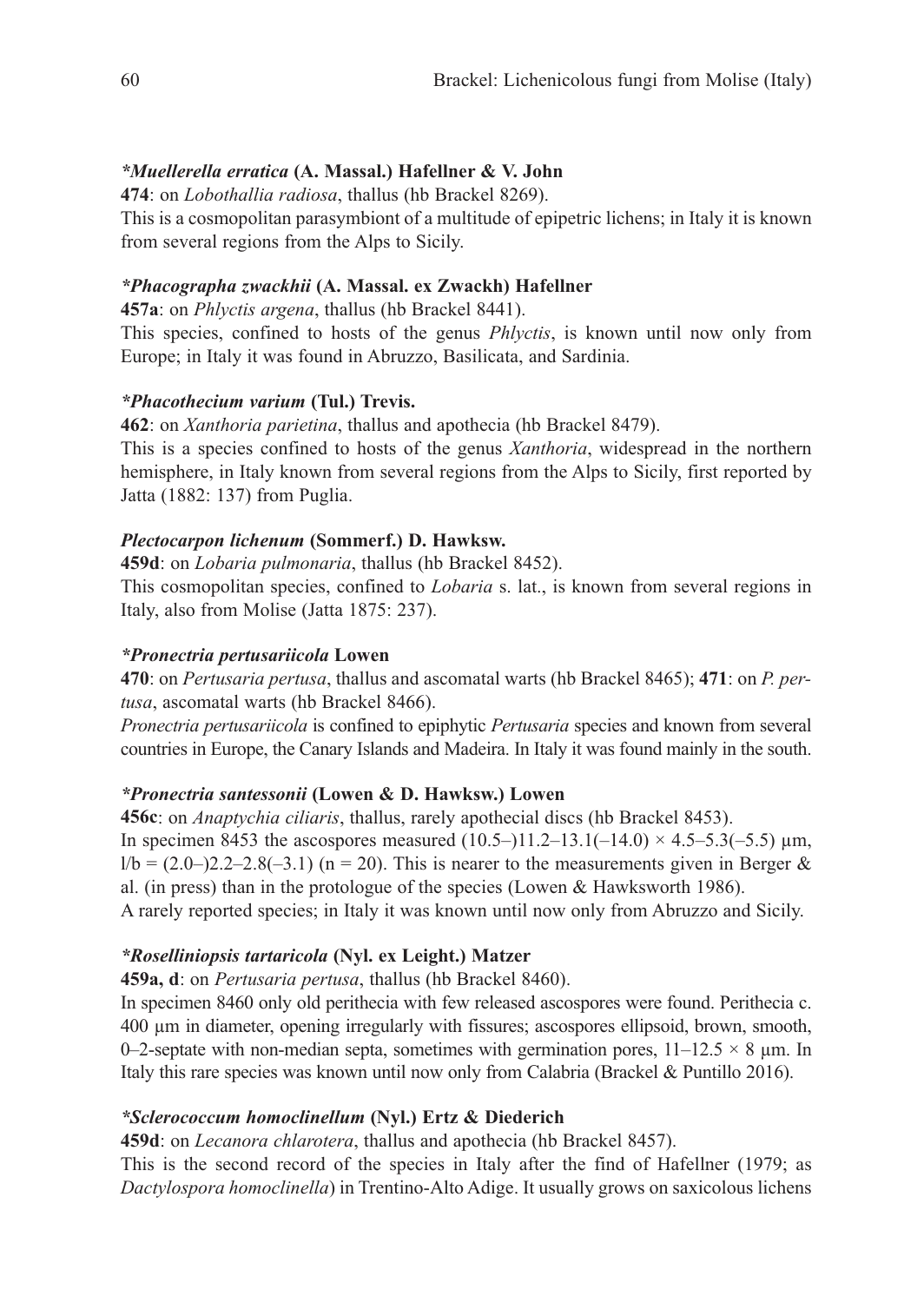***Muellerella erratica* (A. Massal.) Hafellner & V. John**

**474**: on *Lobothallia radiosa*, thallus (hb Brackel 8269).

This is a cosmopolitan parasymbiont of a multitude of epipetric lichens; in Italy it is known from several regions from the Alps to Sicily.

***Phacographa zwackhii* (A. Massal. ex Zwackh) Hafellner**

**457a**: on *Phlyctis argena*, thallus (hb Brackel 8441).

This species, confined to hosts of the genus *Phlyctis*, is known until now only from Europe; in Italy it was found in Abruzzo, Basilicata, and Sardinia.

***Phacothecium varium* (Tul.) Trevis.**

**462**: on *Xanthoria parietina*, thallus and apothecia (hb Brackel 8479).

This is a species confined to hosts of the genus *Xanthoria*, widespread in the northern hemisphere, in Italy known from several regions from the Alps to Sicily, first reported by Jatta (1882: 137) from Puglia.

***Plectocarpon lichenum* (Sommerf.) D. Hawksw.**

**459d**: on *Lobaria pulmonaria*, thallus (hb Brackel 8452).

This cosmopolitan species, confined to *Lobaria* s. lat., is known from several regions in Italy, also from Molise (Jatta 1875: 237).

***Pronectria pertusariicola* Lowen**

**470**: on *Pertusaria pertusa*, thallus and ascomatal warts (hb Brackel 8465); **471**: on *P. pertusa*, ascomatal warts (hb Brackel 8466).

*Pronectria pertusariicola* is confined to epiphytic *Pertusaria* species and known from several countries in Europe, the Canary Islands and Madeira. In Italy it was found mainly in the south.

***Pronectria santessonii* (Lowen & D. Hawksw.) Lowen**

**456c**: on *Anaptychia ciliaris*, thallus, rarely apothecial discs (hb Brackel 8453).

In specimen 8453 the ascospores measured $(10.5–)11.2–13.1(–14.0) \times 4.5–5.3(–5.5)$ µm, $l/b = (2.0–)2.2–2.8(–3.1)$ ($n = 20$). This is nearer to the measurements given in Berger & al. (in press) than in the protologue of the species (Lowen & Hawksworth 1986).

A rarely reported species; in Italy it was known until now only from Abruzzo and Sicily.

***Roselliniopsis tartaricola* (Nyl. ex Leight.) Matzer**

**459a, d**: on *Pertusaria pertusa*, thallus (hb Brackel 8460).

In specimen 8460 only old perithecia with few released ascospores were found. Perithecia c. 400 µm in diameter, opening irregularly with fissures; ascospores ellipsoid, brown, smooth, 0–2-septate with non-median septa, sometimes with germination pores, $11–12.5 \times 8$ µm. In Italy this rare species was known until now only from Calabria (Brackel & Puntillo 2016).

***Sclerococcum homoclinellum* (Nyl.) Ertz & Diederich**

**459d**: on *Lecanora chlarotera*, thallus and apothecia (hb Brackel 8457).

This is the second record of the species in Italy after the find of Hafellner (1979; as *Dactylospora homoclinella*) in Trentino-Alto Adige. It usually grows on saxicolous lichens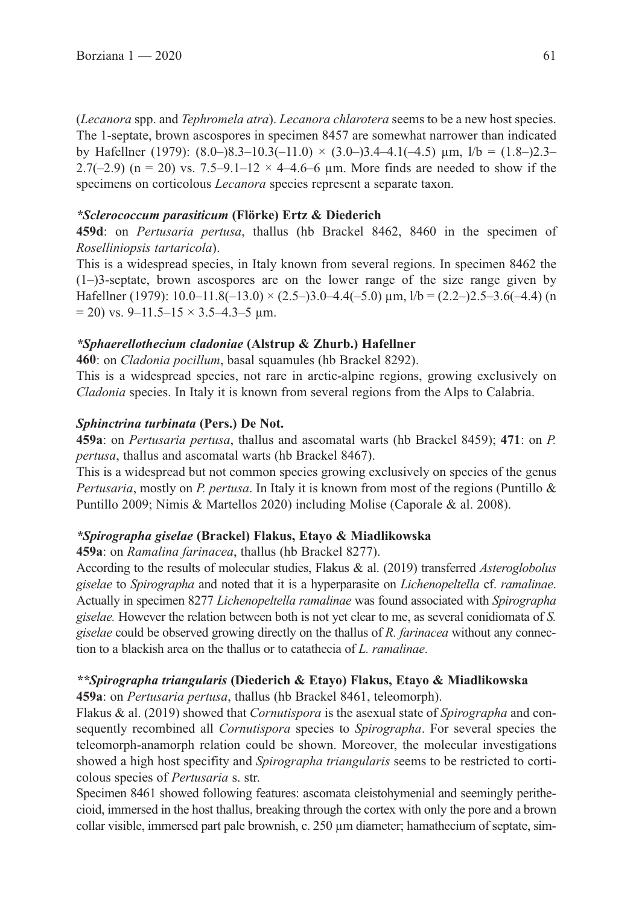(*Lecanora* spp. and *Tephromela atra*). *Lecanora chlarotera* seems to be a new host species. The 1-septate, brown ascospores in specimen 8457 are somewhat narrower than indicated by Hafellner (1979): (8.0–)8.3–10.3(–11.0) × (3.0–)3.4–4.1(–4.5) µm, l/b = (1.8–)2.3–2.7(–2.9) (n = 20) vs. 7.5–9.1–12 × 4–4.6–6 µm. More finds are needed to show if the specimens on corticolous *Lecanora* species represent a separate taxon.

### ****Sclerococcum parasiticum*** **(Flörke) Ertz & Diederich**

**459d**: on *Pertusaria pertusa*, thallus (hb Brackel 8462, 8460 in the specimen of *Roselliniopsis tartaricola*).

This is a widespread species, in Italy known from several regions. In specimen 8462 the (1–)3-septate, brown ascospores are on the lower range of the size range given by Hafellner (1979): 10.0–11.8(–13.0) × (2.5–)3.0–4.4(–5.0) µm, l/b = (2.2–)2.5–3.6(–4.4) (n = 20) vs. 9–11.5–15 × 3.5–4.3–5 µm.

### ****Sphaerellothecium cladoniae*** **(Alstrup & Zhurb.) Hafellner**

**460**: on *Cladonia pocillum*, basal squamules (hb Brackel 8292).

This is a widespread species, not rare in arctic-alpine regions, growing exclusively on *Cladonia* species. In Italy it is known from several regions from the Alps to Calabria.

### ***Sphinctrina turbinata*** **(Pers.) De Not.**

**459a**: on *Pertusaria pertusa*, thallus and ascomatal warts (hb Brackel 8459); **471**: on *P. pertusa*, thallus and ascomatal warts (hb Brackel 8467).

This is a widespread but not common species growing exclusively on species of the genus *Pertusaria*, mostly on *P. pertusa*. In Italy it is known from most of the regions (Puntillo & Puntillo 2009; Nimis & Martellos 2020) including Molise (Caporale & al. 2008).

### ****Spirographa giselae*** **(Brackel) Flakus, Etayo & Miadlikowska**

**459a**: on *Ramalina farinacea*, thallus (hb Brackel 8277).

According to the results of molecular studies, Flakus & al. (2019) transferred *Asteroglobolus giselae* to *Spirographa* and noted that it is a hyperparasite on *Lichenopeltella* cf. *ramalinae*. Actually in specimen 8277 *Lichenopeltella ramalinae* was found associated with *Spirographa giselae.* However the relation between both is not yet clear to me, as several conidiomata of *S. giselae* could be observed growing directly on the thallus of *R. farinacea* without any connection to a blackish area on the thallus or to catathecia of *L. ramalinae*.

### *****Spirographa triangularis*** **(Diederich & Etayo) Flakus, Etayo & Miadlikowska**

**459a**: on *Pertusaria pertusa*, thallus (hb Brackel 8461, teleomorph).

Flakus & al. (2019) showed that *Cornutispora* is the asexual state of *Spirographa* and consequently recombined all *Cornutispora* species to *Spirographa*. For several species the teleomorph-anamorph relation could be shown. Moreover, the molecular investigations showed a high host specifity and *Spirographa triangularis* seems to be restricted to corticolous species of *Pertusaria* s. str.

Specimen 8461 showed following features: ascomata cleistohymenial and seemingly perithecioid, immersed in the host thallus, breaking through the cortex with only the pore and a brown collar visible, immersed part pale brownish, c. 250 µm diameter; hamathecium of septate, sim-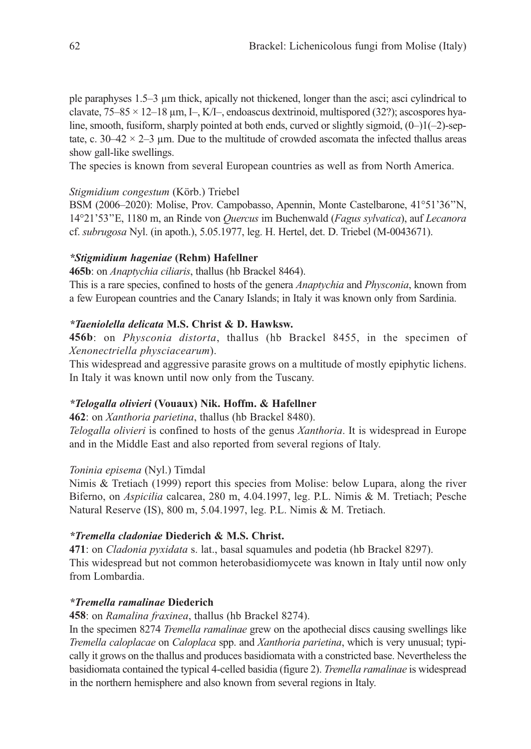ple paraphyses 1.5–3 µm thick, apically not thickened, longer than the asci; asci cylindrical to clavate, 75–85 × 12–18 µm, I–, K/I–, endoascus dextrinoid, multispored (32?); ascospores hyaline, smooth, fusiform, sharply pointed at both ends, curved or slightly sigmoid, (0–)1(–2)-septate, c. 30–42 × 2–3 µm. Due to the multitude of crowded ascomata the infected thallus areas show gall-like swellings.

The species is known from several European countries as well as from North America.

*Stigmidium congestum* (Körb.) Triebel

BSM (2006–2020): Molise, Prov. Campobasso, Apennin, Monte Castelbarone, 41°51'36"N, 14°21'53"E, 1180 m, an Rinde von *Quercus* im Buchenwald (*Fagus sylvatica*), auf *Lecanora* cf. *subrugosa* Nyl. (in apoth.), 5.05.1977, leg. H. Hertel, det. D. Triebel (M-0043671).

***Stigmidium hageniae* (Rehm) Hafellner**

**465b**: on *Anaptychia ciliaris*, thallus (hb Brackel 8464).

This is a rare species, confined to hosts of the genera *Anaptychia* and *Physconia*, known from a few European countries and the Canary Islands; in Italy it was known only from Sardinia.

***Taeniolella delicata* M.S. Christ & D. Hawksw.**

**456b**: on *Physconia distorta*, thallus (hb Brackel 8455, in the specimen of *Xenonectriella physciacearum*).

This widespread and aggressive parasite grows on a multitude of mostly epiphytic lichens. In Italy it was known until now only from the Tuscany.

***Telogalla olivieri* (Vouaux) Nik. Hoffm. & Hafellner**

**462**: on *Xanthoria parietina*, thallus (hb Brackel 8480).

*Telogalla olivieri* is confined to hosts of the genus *Xanthoria*. It is widespread in Europe and in the Middle East and also reported from several regions of Italy.

*Toninia episema* (Nyl.) Timdal

Nimis & Tretiach (1999) report this species from Molise: below Lupara, along the river Biferno, on *Aspicilia* calcarea, 280 m, 4.04.1997, leg. P.L. Nimis & M. Tretiach; Pesche Natural Reserve (IS), 800 m, 5.04.1997, leg. P.L. Nimis & M. Tretiach.

***Tremella cladoniae* Diederich & M.S. Christ.**

**471**: on *Cladonia pyxidata* s. lat., basal squamules and podetia (hb Brackel 8297).

This widespread but not common heterobasidiomycete was known in Italy until now only from Lombardia.

***Tremella ramalinae* Diederich**

**458**: on *Ramalina fraxinea*, thallus (hb Brackel 8274).

In the specimen 8274 *Tremella ramalinae* grew on the apothecial discs causing swellings like *Tremella caloplacae* on *Caloplaca* spp. and *Xanthoria parietina*, which is very unusual; typically it grows on the thallus and produces basidiomata with a constricted base. Nevertheless the basidiomata contained the typical 4-celled basidia (figure 2). *Tremella ramalinae* is widespread in the northern hemisphere and also known from several regions in Italy.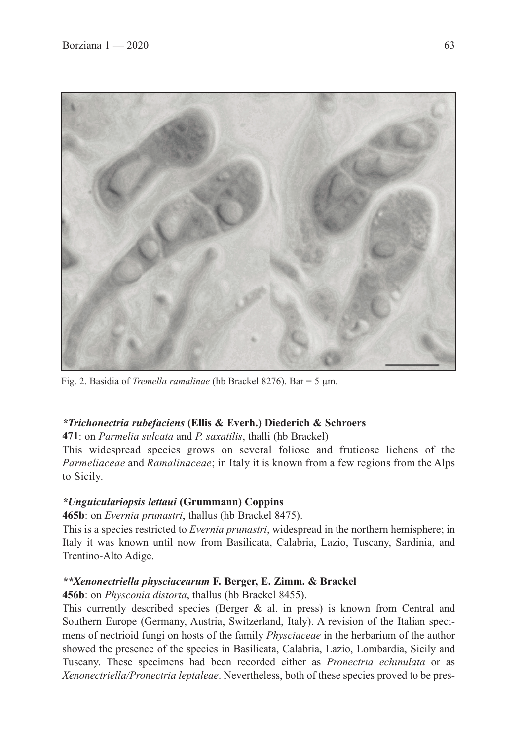Fig. 2. Basidia of *Tremella ramalinae* (hb Brackel 8276). Bar = 5 µm.

***Trichonectria rubefaciens* (Ellis & Everh.) Diederich & Schroers**

**471**: on *Parmelia sulcata* and *P. saxatilis*, thalli (hb Brackel)

This widespread species grows on several foliose and fruticose lichens of the *Parmeliaceae* and *Ramalinaceae*; in Italy it is known from a few regions from the Alps to Sicily.

***Unguiculariopsis lettaui* (Grummann) Coppins**

**465b**: on *Evernia prunastri*, thallus (hb Brackel 8475).

This is a species restricted to *Evernia prunastri*, widespread in the northern hemisphere; in Italy it was known until now from Basilicata, Calabria, Lazio, Tuscany, Sardinia, and Trentino-Alto Adige.

****Xenonectriella physciacearum* F. Berger, E. Zimm. & Brackel**

**456b**: on *Physconia distorta*, thallus (hb Brackel 8455).

This currently described species (Berger & al. in press) is known from Central and Southern Europe (Germany, Austria, Switzerland, Italy). A revision of the Italian specimens of nectrioid fungi on hosts of the family *Physciaceae* in the herbarium of the author showed the presence of the species in Basilicata, Calabria, Lazio, Lombardia, Sicily and Tuscany. These specimens had been recorded either as *Pronectria echinulata* or as *Xenonectriella/Pronectria leptaleae*. Nevertheless, both of these species proved to be pres-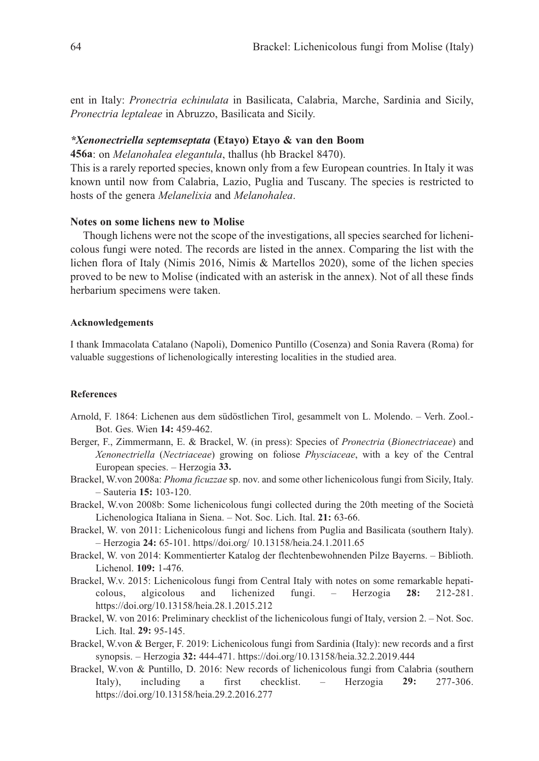ent in Italy: *Pronectria echinulata* in Basilicata, Calabria, Marche, Sardinia and Sicily, *Pronectria leptaleae* in Abruzzo, Basilicata and Sicily.

### ***Xenonectriella septemseptata* (Etayo) Etayo & van den Boom**

**456a**: on *Melanohalea elegantula*, thallus (hb Brackel 8470).

This is a rarely reported species, known only from a few European countries. In Italy it was known until now from Calabria, Lazio, Puglia and Tuscany. The species is restricted to hosts of the genera *Melanelixia* and *Melanohalea*.

### Notes on some lichens new to Molise

Though lichens were not the scope of the investigations, all species searched for lichenicolous fungi were noted. The records are listed in the annex. Comparing the list with the lichen flora of Italy (Nimis 2016, Nimis & Martellos 2020), some of the lichen species proved to be new to Molise (indicated with an asterisk in the annex). Not of all these finds herbarium specimens were taken.

#### Acknowledgements

I thank Immacolata Catalano (Napoli), Domenico Puntillo (Cosenza) and Sonia Ravera (Roma) for valuable suggestions of lichenologically interesting localities in the studied area.

#### References

Arnold, F. 1864: Lichenen aus dem südöstlichen Tirol, gesammelt von L. Molendo. – Verh. Zool.-Bot. Ges. Wien **14:** 459-462.

Berger, F., Zimmermann, E. & Brackel, W. (in press): Species of *Pronectria* (*Bionectriaceae*) and *Xenonectriella* (*Nectriaceae*) growing on foliose *Physciaceae*, with a key of the Central European species. – Herzogia **33.**

Brackel, W.von 2008a: *Phoma ficuzzae* sp. nov. and some other lichenicolous fungi from Sicily, Italy. – Sauteria **15:** 103-120.

Brackel, W.von 2008b: Some lichenicolous fungi collected during the 20th meeting of the Società Lichenologica Italiana in Siena. – Not. Soc. Lich. Ital. **21:** 63-66.

Brackel, W. von 2011: Lichenicolous fungi and lichens from Puglia and Basilicata (southern Italy). – Herzogia **24:** 65-101. https//doi.org/ 10.13158/heia.24.1.2011.65

Brackel, W. von 2014: Kommentierter Katalog der flechtenbewohnenden Pilze Bayerns. – Biblioth. Lichenol. **109:** 1-476.

Brackel, W.v. 2015: Lichenicolous fungi from Central Italy with notes on some remarkable hepaticolous, algicolous and lichenized fungi. – Herzogia **28:** 212-281. https://doi.org/10.13158/heia.28.1.2015.212

Brackel, W. von 2016: Preliminary checklist of the lichenicolous fungi of Italy, version 2. – Not. Soc. Lich. Ital. **29:** 95-145.

Brackel, W.von & Berger, F. 2019: Lichenicolous fungi from Sardinia (Italy): new records and a first synopsis. – Herzogia **32:** 444-471. https://doi.org/10.13158/heia.32.2.2019.444

Brackel, W.von & Puntillo, D. 2016: New records of lichenicolous fungi from Calabria (southern Italy), including a first checklist. – Herzogia **29:** 277-306. https://doi.org/10.13158/heia.29.2.2016.277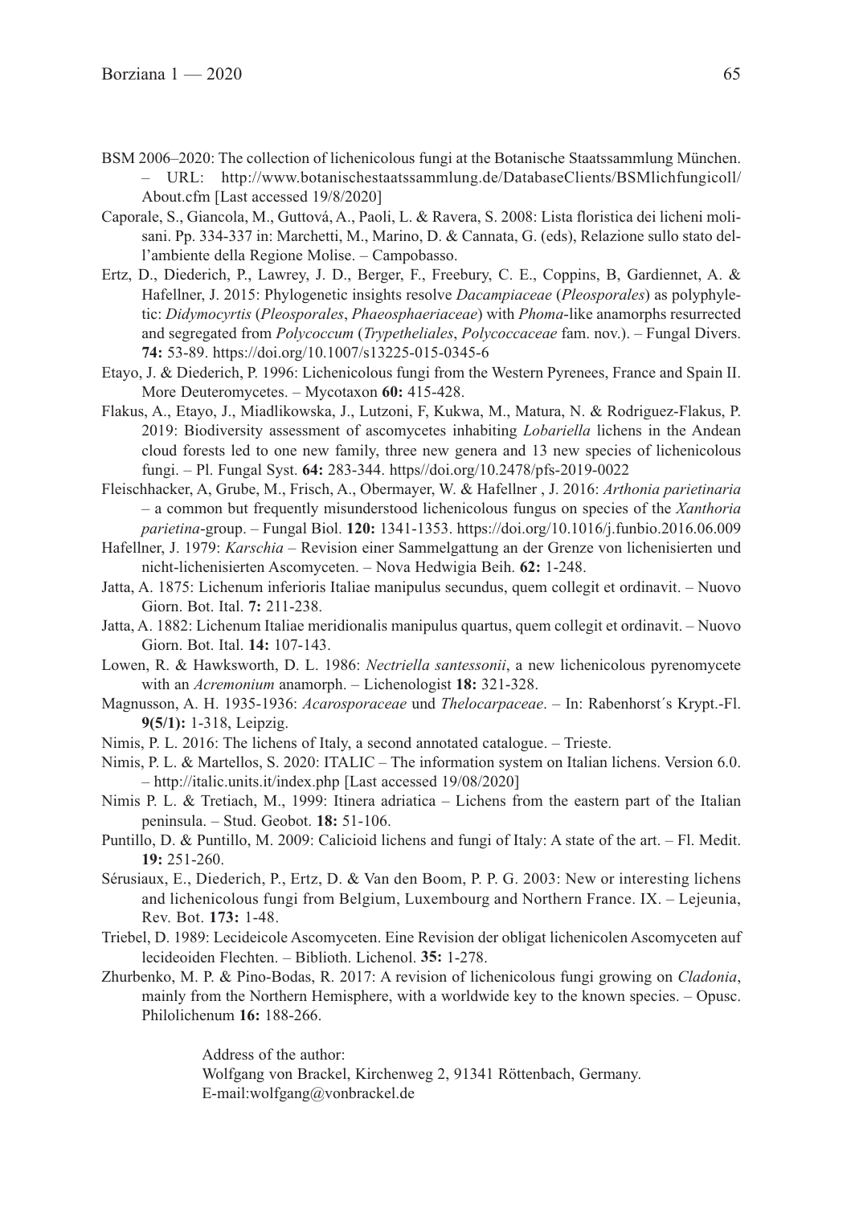BSM 2006–2020: The collection of lichenicolous fungi at the Botanische Staatssammlung München. – URL: http://www.botanischestaatssammlung.de/DatabaseClients/BSMlichfungicoll/About.cfm [Last accessed 19/8/2020]

Caporale, S., Giancola, M., Guttová, A., Paoli, L. & Ravera, S. 2008: Lista floristica dei licheni molisani. Pp. 334-337 in: Marchetti, M., Marino, D. & Cannata, G. (eds), Relazione sullo stato dell'ambiente della Regione Molise. – Campobasso.

Ertz, D., Diederich, P., Lawrey, J. D., Berger, F., Freebury, C. E., Coppins, B, Gardiennet, A. & Hafellner, J. 2015: Phylogenetic insights resolve *Dacampiaceae* (*Pleosporales*) as polyphyletic: *Didymocyrtis* (*Pleosporales*, *Phaeosphaeriaceae*) with *Phoma*-like anamorphs resurrected and segregated from *Polycoccum* (*Trypetheliales*, *Polycoccaceae* fam. nov.). – Fungal Divers. **74:** 53-89. https://doi.org/10.1007/s13225-015-0345-6

Etayo, J. & Diederich, P. 1996: Lichenicolous fungi from the Western Pyrenees, France and Spain II. More Deuteromycetes. – Mycotaxon **60:** 415-428.

Flakus, A., Etayo, J., Miadlikowska, J., Lutzoni, F, Kukwa, M., Matura, N. & Rodriguez-Flakus, P. 2019: Biodiversity assessment of ascomycetes inhabiting *Lobariella* lichens in the Andean cloud forests led to one new family, three new genera and 13 new species of lichenicolous fungi. – Pl. Fungal Syst. **64:** 283-344. https//doi.org/10.2478/pfs-2019-0022

Fleischhacker, A, Grube, M., Frisch, A., Obermayer, W. & Hafellner , J. 2016: *Arthonia parietinaria* – a common but frequently misunderstood lichenicolous fungus on species of the *Xanthoria parietina*-group. – Fungal Biol. **120:** 1341-1353. https://doi.org/10.1016/j.funbio.2016.06.009

Hafellner, J. 1979: *Karschia* – Revision einer Sammelgattung an der Grenze von lichenisierten und nicht-lichenisierten Ascomyceten. – Nova Hedwigia Beih. **62:** 1-248.

Jatta, A. 1875: Lichenum inferioris Italiae manipulus secundus, quem collegit et ordinavit. – Nuovo Giorn. Bot. Ital. **7:** 211-238.

Jatta, A. 1882: Lichenum Italiae meridionalis manipulus quartus, quem collegit et ordinavit. – Nuovo Giorn. Bot. Ital. **14:** 107-143.

Lowen, R. & Hawksworth, D. L. 1986: *Nectriella santessonii*, a new lichenicolous pyrenomycete with an *Acremonium* anamorph. – Lichenologist **18:** 321-328.

Magnusson, A. H. 1935-1936: *Acarosporaceae* und *Thelocarpaceae*. – In: Rabenhorst´s Krypt.-Fl. **9(5/1):** 1-318, Leipzig.

Nimis, P. L. 2016: The lichens of Italy, a second annotated catalogue. – Trieste.

Nimis, P. L. & Martellos, S. 2020: ITALIC – The information system on Italian lichens. Version 6.0. – http://italic.units.it/index.php [Last accessed 19/08/2020]

Nimis P. L. & Tretiach, M., 1999: Itinera adriatica – Lichens from the eastern part of the Italian peninsula. – Stud. Geobot. **18:** 51-106.

Puntillo, D. & Puntillo, M. 2009: Calicioid lichens and fungi of Italy: A state of the art. – Fl. Medit. **19:** 251-260.

Sérusiaux, E., Diederich, P., Ertz, D. & Van den Boom, P. P. G. 2003: New or interesting lichens and lichenicolous fungi from Belgium, Luxembourg and Northern France. IX. – Lejeunia, Rev. Bot. **173:** 1-48.

Triebel, D. 1989: Lecideicole Ascomyceten. Eine Revision der obligat lichenicolen Ascomyceten auf lecideoiden Flechten. – Biblioth. Lichenol. **35:** 1-278.

Zhurbenko, M. P. & Pino-Bodas, R. 2017: A revision of lichenicolous fungi growing on *Cladonia*, mainly from the Northern Hemisphere, with a worldwide key to the known species. – Opusc. Philolichenum **16:** 188-266.

Address of the author:
Wolfgang von Brackel, Kirchenweg 2, 91341 Röttenbach, Germany.
E-mail:wolfgang@vonbrackel.de